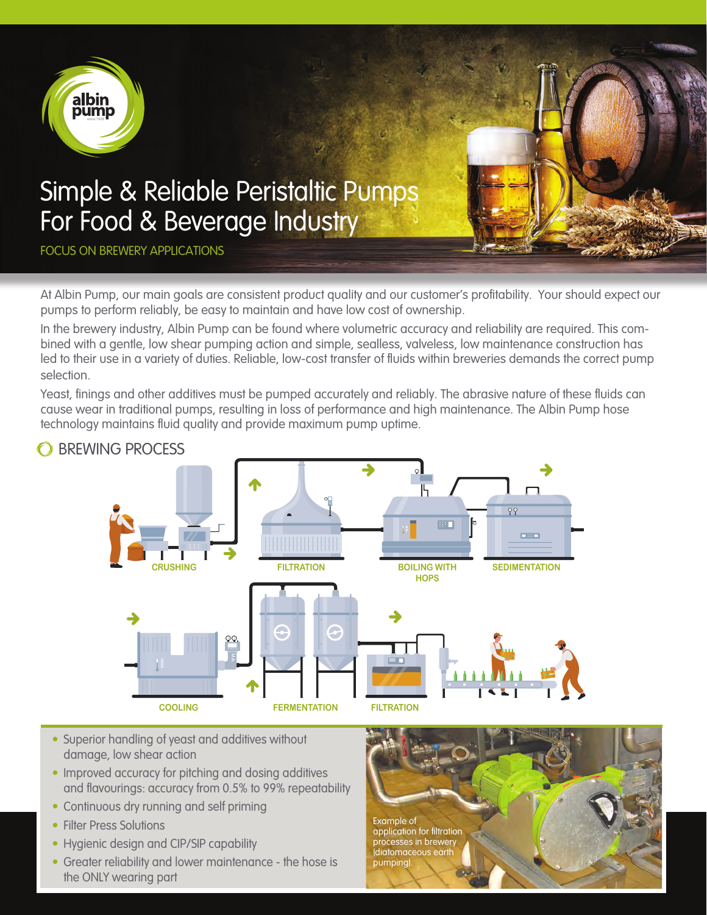# Simple & Reliable Peristaltic Pumps For Food & Beverage Industry

FOCUS ON BREWERY APPLICATIONS

At Albin Pump, our main goals are consistent product quality and our customer's profitability. Your should expect our pumps to perform reliably, be easy to maintain and have low cost of ownership.

In the brewery industry, Albin Pump can be found where volumetric accuracy and reliability are required. This combined with a gentle, low shear pumping action and simple, sealless, valveless, low maintenance construction has led to their use in a variety of duties. Reliable, low-cost transfer of fluids within breweries demands the correct pump selection.

Yeast, finings and other additives must be pumped accurately and reliably. The abrasive nature of these fluids can cause wear in traditional pumps, resulting in loss of performance and high maintenance. The Albin Pump hose technology maintains fluid quality and provide maximum pump uptime.

## BREWING PROCESS

CRUSHING, FILTRATION, BOILING WITH HOPS, SEDIMENTATION, COOLING, FERMENTATION, FILTRATION

- Superior handling of yeast and additives without damage, low shear action
- Improved accuracy for pitching and dosing additives and flavourings: accuracy from 0.5% to 99% repeatability
- Continuous dry running and self priming
- Filter Press Solutions
- Hygienic design and CIP/SIP capability
- Greater reliability and lower maintenance - the hose is the ONLY wearing part

Example of application for filtration processes in brewery (diatomaceous earth pumping).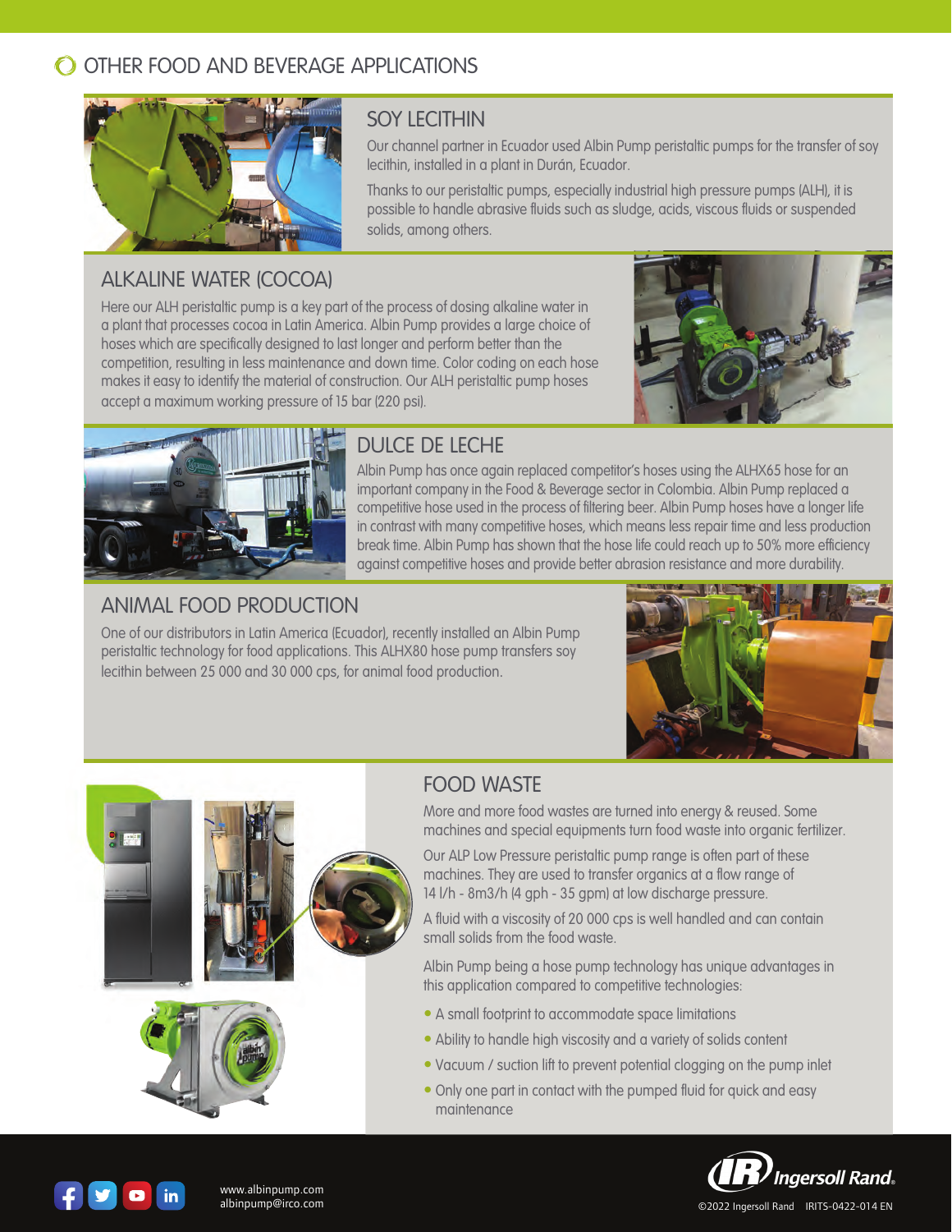## OTHER FOOD AND BEVERAGE APPLICATIONS

### SOY LECITHIN

Our channel partner in Ecuador used Albin Pump peristaltic pumps for the transfer of soy lecithin, installed in a plant in Durán, Ecuador.

Thanks to our peristaltic pumps, especially industrial high pressure pumps (ALH), it is possible to handle abrasive fluids such as sludge, acids, viscous fluids or suspended solids, among others.

### ALKALINE WATER (COCOA)

Here our ALH peristaltic pump is a key part of the process of dosing alkaline water in a plant that processes cocoa in Latin America. Albin Pump provides a large choice of hoses which are specifically designed to last longer and perform better than the competition, resulting in less maintenance and down time. Color coding on each hose makes it easy to identify the material of construction. Our ALH peristaltic pump hoses accept a maximum working pressure of 15 bar (220 psi).

### DULCE DE LECHE

Albin Pump has once again replaced competitor's hoses using the ALHX65 hose for an important company in the Food & Beverage sector in Colombia. Albin Pump replaced a competitive hose used in the process of filtering beer. Albin Pump hoses have a longer life in contrast with many competitive hoses, which means less repair time and less production break time. Albin Pump has shown that the hose life could reach up to 50% more efficiency against competitive hoses and provide better abrasion resistance and more durability.

### ANIMAL FOOD PRODUCTION

One of our distributors in Latin America (Ecuador), recently installed an Albin Pump peristaltic technology for food applications. This ALHX80 hose pump transfers soy lecithin between 25 000 and 30 000 cps, for animal food production.

### FOOD WASTE

More and more food wastes are turned into energy & reused. Some machines and special equipments turn food waste into organic fertilizer.

Our ALP Low Pressure peristaltic pump range is often part of these machines. They are used to transfer organics at a flow range of 14 l/h - 8m3/h (4 gph - 35 gpm) at low discharge pressure.

A fluid with a viscosity of 20 000 cps is well handled and can contain small solids from the food waste.

Albin Pump being a hose pump technology has unique advantages in this application compared to competitive technologies:

- A small footprint to accommodate space limitations
- Ability to handle high viscosity and a variety of solids content
- Vacuum / suction lift to prevent potential clogging on the pump inlet
- Only one part in contact with the pumped fluid for quick and easy maintenance

www.albinpump.com
albinpump@irco.com

©2022 Ingersoll Rand IRITS-0422-014 EN